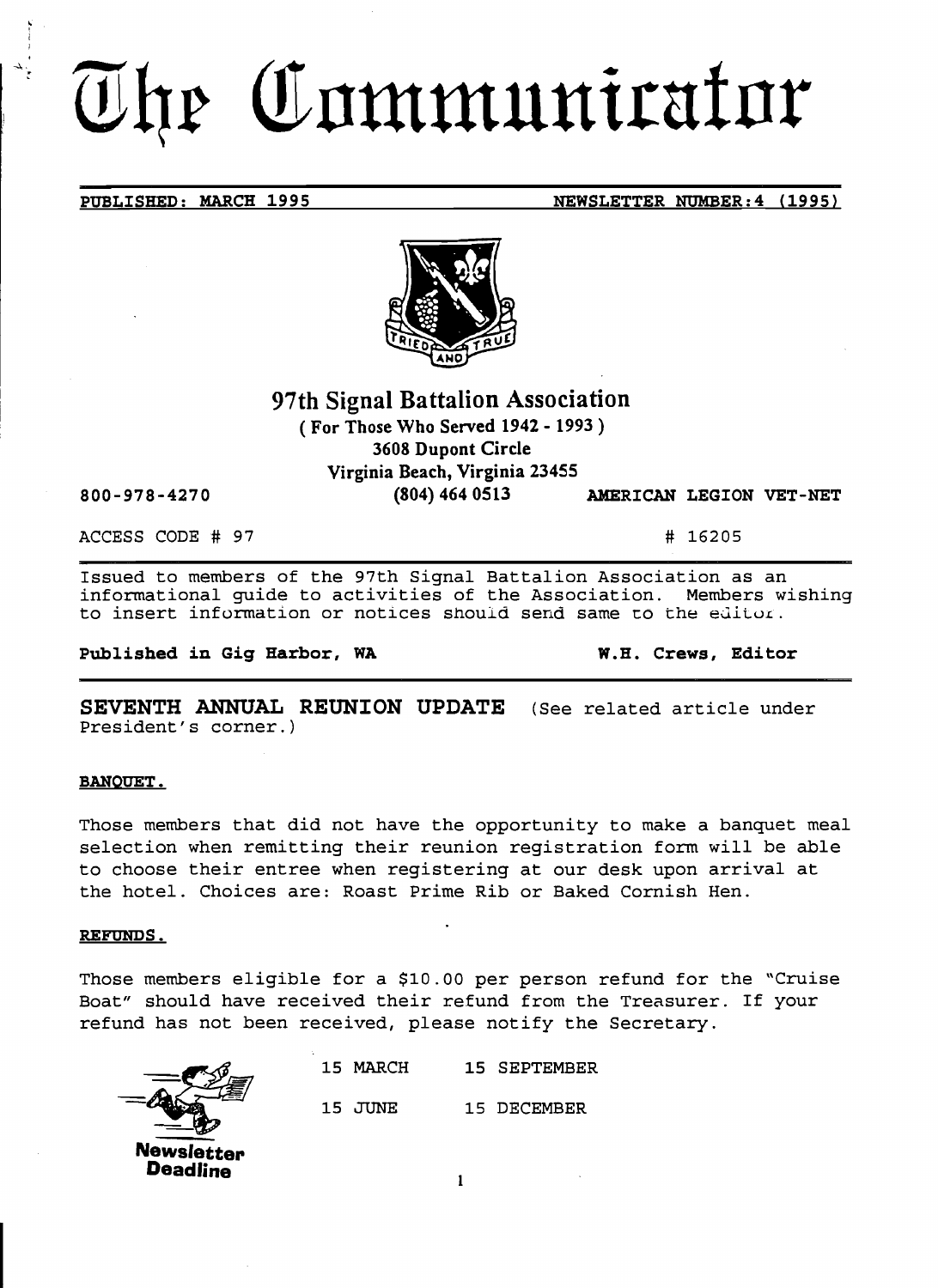# The Communicator

**PUBLISHED: MARCH 1995** **NEWSLETTER NUMBER: 4 (1995)**

TRIED AND TRUE

## 97th Signal Battalion Association

**( For Those Who Served 1942 - 1993 )**
**3608 Dupont Circle**
**Virginia Beach, Virginia 23455**

800-978-4270 **(804) 464 0513** **AMERICAN LEGION VET-NET**

ACCESS CODE # 97 # 16205

Issued to members of the 97th Signal Battalion Association as an informational guide to activities of the Association. Members wishing to insert information or notices should send same to the editor.

**Published in Gig Harbor, WA** **W.H. Crews, Editor**

**SEVENTH ANNUAL REUNION UPDATE** (See related article under President's corner.)

**BANQUET.**

Those members that did not have the opportunity to make a banquet meal selection when remitting their reunion registration form will be able to choose their entree when registering at our desk upon arrival at the hotel. Choices are: Roast Prime Rib or Baked Cornish Hen.

**REFUNDS.**

Those members eligible for a $10.00 per person refund for the "Cruise Boat" should have received their refund from the Treasurer. If your refund has not been received, please notify the Secretary.

**Newsletter Deadline**

15 MARCH 15 SEPTEMBER

15 JUNE 15 DECEMBER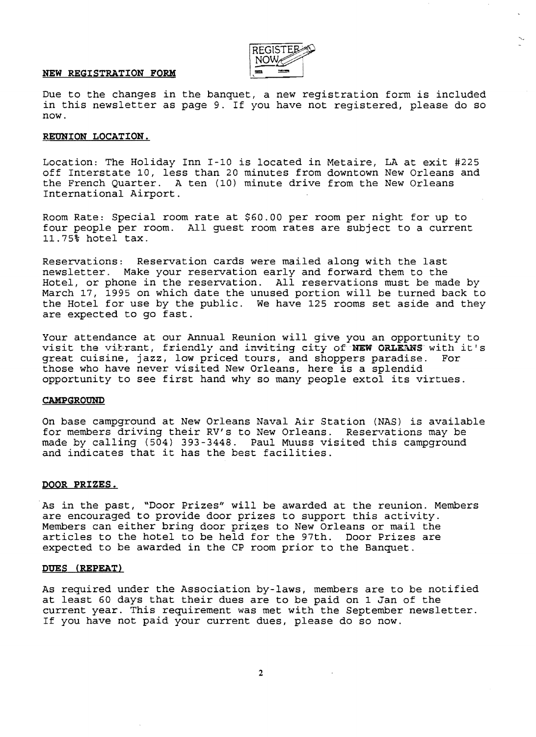## NEW REGISTRATION FORM

Due to the changes in the banquet, a new registration form is included in this newsletter as page 9. If you have not registered, please do so now.

## REUNION LOCATION.

Location: The Holiday Inn I-10 is located in Metaire, LA at exit #225 off Interstate 10, less than 20 minutes from downtown New Orleans and the French Quarter. A ten (10) minute drive from the New Orleans International Airport.

Room Rate: Special room rate at $60.00 per room per night for up to four people per room. All guest room rates are subject to a current 11.75% hotel tax.

Reservations: Reservation cards were mailed along with the last newsletter. Make your reservation early and forward them to the Hotel, or phone in the reservation. All reservations must be made by March 17, 1995 on which date the unused portion will be turned back to the Hotel for use by the public. We have 125 rooms set aside and they are expected to go fast.

Your attendance at our Annual Reunion will give you an opportunity to visit the vibrant, friendly and inviting city of **NEW ORLEANS** with it's great cuisine, jazz, low priced tours, and shoppers paradise. For those who have never visited New Orleans, here is a splendid opportunity to see first hand why so many people extol its virtues.

## CAMPGROUND

On base campground at New Orleans Naval Air Station (NAS) is available for members driving their RV's to New Orleans. Reservations may be made by calling (504) 393-3448. Paul Muuss visited this campground and indicates that it has the best facilities.

## DOOR PRIZES.

As in the past, "Door Prizes" will be awarded at the reunion. Members are encouraged to provide door prizes to support this activity. Members can either bring door prizes to New Orleans or mail the articles to the hotel to be held for the 97th. Door Prizes are expected to be awarded in the CP room prior to the Banquet.

## DUES (REPEAT)

As required under the Association by-laws, members are to be notified at least 60 days that their dues are to be paid on 1 Jan of the current year. This requirement was met with the September newsletter. If you have not paid your current dues, please do so now.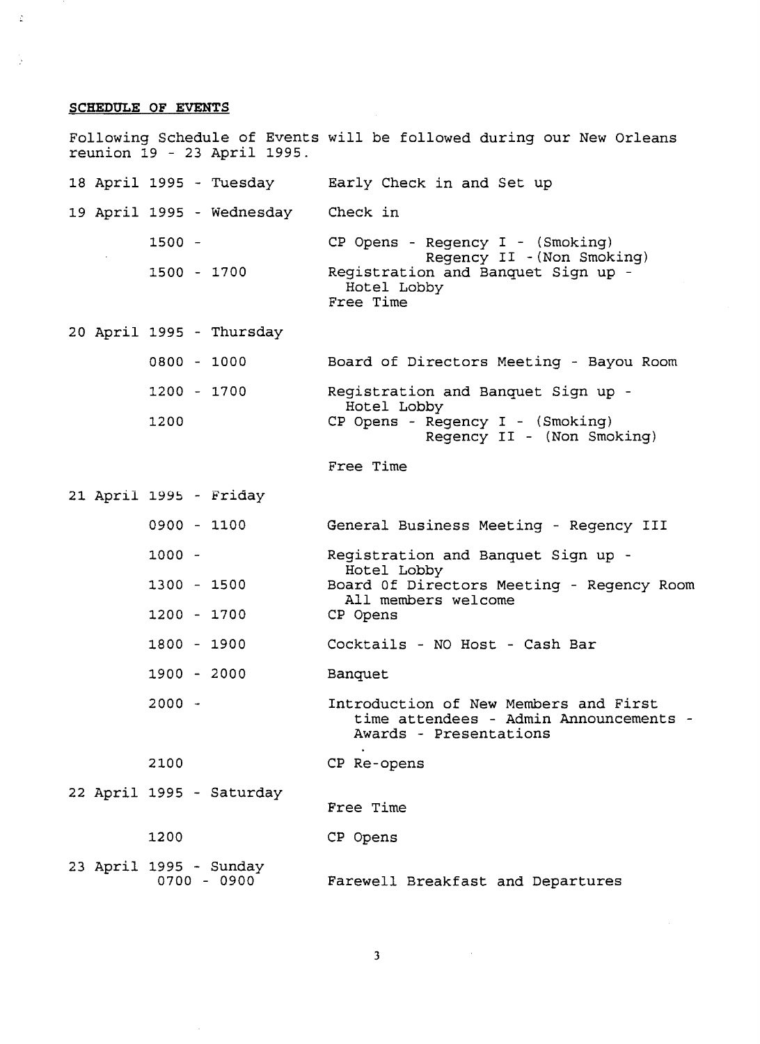**SCHEDULE OF EVENTS**

Following Schedule of Events will be followed during our New Orleans reunion 19 - 23 April 1995.

| | |
|---|---|
| 18 April 1995 - Tuesday | Early Check in and Set up |
| 19 April 1995 - Wednesday | Check in |
| 1500 - | CP Opens - Regency I - (Smoking) Regency II -(Non Smoking) |
| 1500 - 1700 | Registration and Banquet Sign up - Hotel Lobby |
| | Free Time |
| 20 April 1995 - Thursday | |
| 0800 - 1000 | Board of Directors Meeting - Bayou Room |
| 1200 - 1700 | Registration and Banquet Sign up - Hotel Lobby |
| 1200 | CP Opens - Regency I - (Smoking) Regency II - (Non Smoking) |
| | Free Time |
| 21 April 1995 - Friday | |
| 0900 - 1100 | General Business Meeting - Regency III |
| 1000 - | Registration and Banquet Sign up - Hotel Lobby |
| 1300 - 1500 | Board Of Directors Meeting - Regency Room All members welcome |
| 1200 - 1700 | CP Opens |
| 1800 - 1900 | Cocktails - NO Host - Cash Bar |
| 1900 - 2000 | Banquet |
| 2000 - | Introduction of New Members and First time attendees - Admin Announcements - Awards - Presentations |
| 2100 | CP Re-opens |
| 22 April 1995 - Saturday | Free Time |
| 1200 | CP Opens |
| 23 April 1995 - Sunday 0700 - 0900 | Farewell Breakfast and Departures |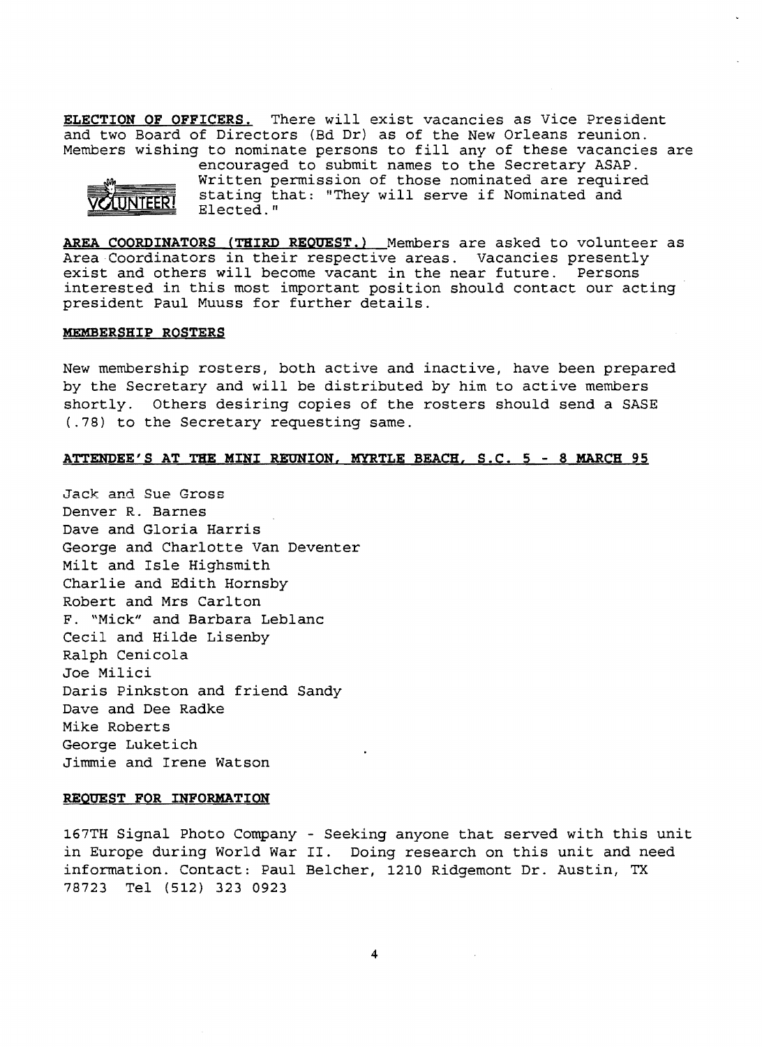**ELECTION OF OFFICERS.** There will exist vacancies as Vice President and two Board of Directors (Bd Dr) as of the New Orleans reunion. Members wishing to nominate persons to fill any of these vacancies are encouraged to submit names to the Secretary ASAP. Written permission of those nominated are required stating that: "They will serve if Nominated and Elected."

**AREA COORDINATORS (THIRD REQUEST.)** Members are asked to volunteer as Area Coordinators in their respective areas. Vacancies presently exist and others will become vacant in the near future. Persons interested in this most important position should contact our acting president Paul Muuss for further details.

**MEMBERSHIP ROSTERS**

New membership rosters, both active and inactive, have been prepared by the Secretary and will be distributed by him to active members shortly. Others desiring copies of the rosters should send a SASE (.78) to the Secretary requesting same.

**ATTENDEE'S AT THE MINI REUNION, MYRTLE BEACH, S.C. 5 - 8 MARCH 95**

Jack and Sue Gross
Denver R. Barnes
Dave and Gloria Harris
George and Charlotte Van Deventer
Milt and Isle Highsmith
Charlie and Edith Hornsby
Robert and Mrs Carlton
F. "Mick" and Barbara Leblanc
Cecil and Hilde Lisenby
Ralph Cenicola
Joe Milici
Daris Pinkston and friend Sandy
Dave and Dee Radke
Mike Roberts
George Luketich
Jimmie and Irene Watson

**REQUEST FOR INFORMATION**

167TH Signal Photo Company - Seeking anyone that served with this unit in Europe during World War II. Doing research on this unit and need information. Contact: Paul Belcher, 1210 Ridgemont Dr. Austin, TX 78723 Tel (512) 323 0923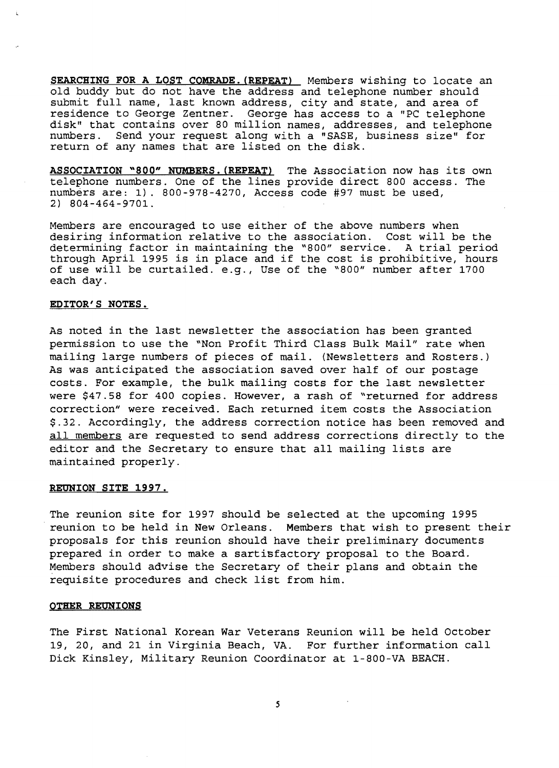**SEARCHING FOR A LOST COMRADE.(REPEAT)** Members wishing to locate an old buddy but do not have the address and telephone number should submit full name, last known address, city and state, and area of residence to George Zentner. George has access to a "PC telephone disk" that contains over 80 million names, addresses, and telephone numbers. Send your request along with a "SASE, business size" for return of any names that are listed on the disk.

**ASSOCIATION "800" NUMBERS.(REPEAT)** The Association now has its own telephone numbers. One of the lines provide direct 800 access. The numbers are: 1). 800-978-4270, Access code #97 must be used, 2) 804-464-9701.

Members are encouraged to use either of the above numbers when desiring information relative to the association. Cost will be the determining factor in maintaining the "800" service. A trial period through April 1995 is in place and if the cost is prohibitive, hours of use will be curtailed. e.g., Use of the "800" number after 1700 each day.

**EDITOR'S NOTES.**

As noted in the last newsletter the association has been granted permission to use the "Non Profit Third Class Bulk Mail" rate when mailing large numbers of pieces of mail. (Newsletters and Rosters.) As was anticipated the association saved over half of our postage costs. For example, the bulk mailing costs for the last newsletter were $47.58 for 400 copies. However, a rash of "returned for address correction" were received. Each returned item costs the Association $.32. Accordingly, the address correction notice has been removed and all members are requested to send address corrections directly to the editor and the Secretary to ensure that all mailing lists are maintained properly.

**REUNION SITE 1997.**

The reunion site for 1997 should be selected at the upcoming 1995 reunion to be held in New Orleans. Members that wish to present their proposals for this reunion should have their preliminary documents prepared in order to make a sartisfactory proposal to the Board. Members should advise the Secretary of their plans and obtain the requisite procedures and check list from him.

**OTHER REUNIONS**

The First National Korean War Veterans Reunion will be held October 19, 20, and 21 in Virginia Beach, VA. For further information call Dick Kinsley, Military Reunion Coordinator at 1-800-VA BEACH.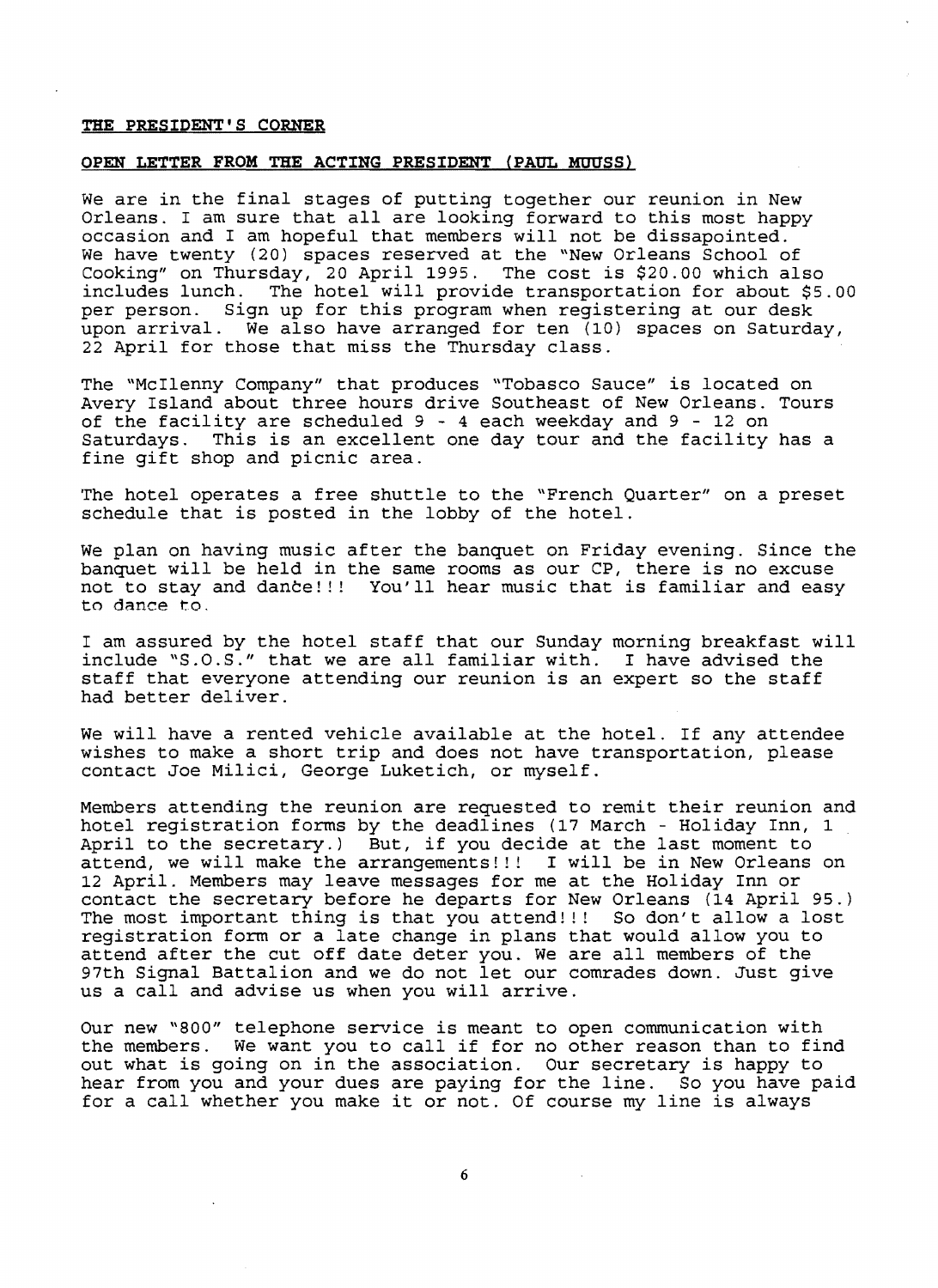**THE PRESIDENT'S CORNER**

**OPEN LETTER FROM THE ACTING PRESIDENT (PAUL MUUSS)**

We are in the final stages of putting together our reunion in New Orleans. I am sure that all are looking forward to this most happy occasion and I am hopeful that members will not be dissapointed. We have twenty (20) spaces reserved at the "New Orleans School of Cooking" on Thursday, 20 April 1995. The cost is $20.00 which also includes lunch. The hotel will provide transportation for about $5.00 per person. Sign up for this program when registering at our desk upon arrival. We also have arranged for ten (10) spaces on Saturday, 22 April for those that miss the Thursday class.

The "McIlenny Company" that produces "Tobasco Sauce" is located on Avery Island about three hours drive Southeast of New Orleans. Tours of the facility are scheduled 9 - 4 each weekday and 9 - 12 on Saturdays. This is an excellent one day tour and the facility has a fine gift shop and picnic area.

The hotel operates a free shuttle to the "French Quarter" on a preset schedule that is posted in the lobby of the hotel.

We plan on having music after the banquet on Friday evening. Since the banquet will be held in the same rooms as our CP, there is no excuse not to stay and dance!!! You'll hear music that is familiar and easy to dance to.

I am assured by the hotel staff that our Sunday morning breakfast will include "S.O.S." that we are all familiar with. I have advised the staff that everyone attending our reunion is an expert so the staff had better deliver.

We will have a rented vehicle available at the hotel. If any attendee wishes to make a short trip and does not have transportation, please contact Joe Milici, George Luketich, or myself.

Members attending the reunion are requested to remit their reunion and hotel registration forms by the deadlines (17 March - Holiday Inn, 1 April to the secretary.) But, if you decide at the last moment to attend, we will make the arrangements!!! I will be in New Orleans on 12 April. Members may leave messages for me at the Holiday Inn or contact the secretary before he departs for New Orleans (14 April 95.) The most important thing is that you attend!!! So don't allow a lost registration form or a late change in plans that would allow you to attend after the cut off date deter you. We are all members of the 97th Signal Battalion and we do not let our comrades down. Just give us a call and advise us when you will arrive.

Our new "800" telephone service is meant to open communication with the members. We want you to call if for no other reason than to find out what is going on in the association. Our secretary is happy to hear from you and your dues are paying for the line. So you have paid for a call whether you make it or not. Of course my line is always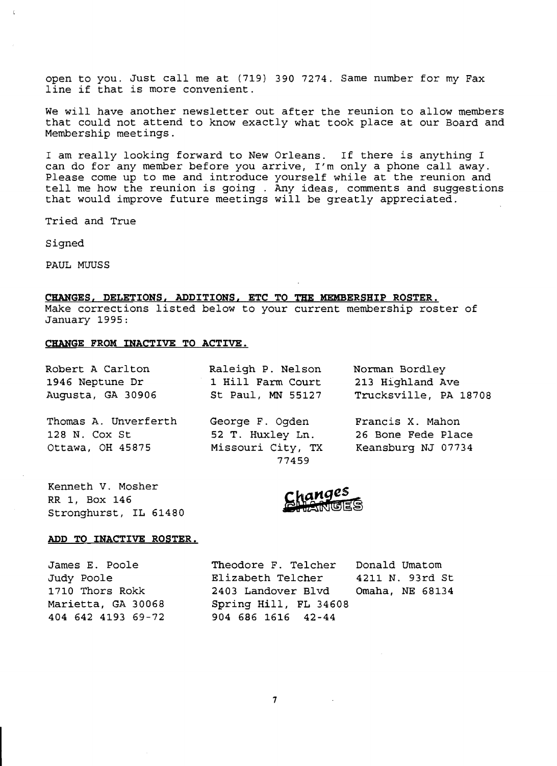open to you. Just call me at (719) 390 7274. Same number for my Fax line if that is more convenient.

We will have another newsletter out after the reunion to allow members that could not attend to know exactly what took place at our Board and Membership meetings.

I am really looking forward to New Orleans. If there is anything I can do for any member before you arrive, I'm only a phone call away. Please come up to me and introduce yourself while at the reunion and tell me how the reunion is going . Any ideas, comments and suggestions that would improve future meetings will be greatly appreciated.

Tried and True

Signed

PAUL MUUSS

**CHANGES, DELETIONS, ADDITIONS, ETC TO THE MEMBERSHIP ROSTER.**

Make corrections listed below to your current membership roster of January 1995:

**CHANGE FROM INACTIVE TO ACTIVE.**

Robert A Carlton
1946 Neptune Dr
Augusta, GA 30906

Raleigh P. Nelson
1 Hill Farm Court
St Paul, MN 55127

Norman Bordley
213 Highland Ave
Trucksville, PA 18708

Thomas A. Unverferth
128 N. Cox St
Ottawa, OH 45875

George F. Ogden
52 T. Huxley Ln.
Missouri City, TX 77459

Francis X. Mahon
26 Bone Fede Place
Keansburg NJ 07734

Kenneth V. Mosher
RR 1, Box 146
Stronghurst, IL 61480

Changes

**ADD TO INACTIVE ROSTER.**

James E. Poole
Judy Poole
1710 Thors Rokk
Marietta, GA 30068
404 642 4193 69-72

Theodore F. Telcher
Elizabeth Telcher
2403 Landover Blvd
Spring Hill, FL 34608
904 686 1616 42-44

Donald Umatom
4211 N. 93rd St
Omaha, NE 68134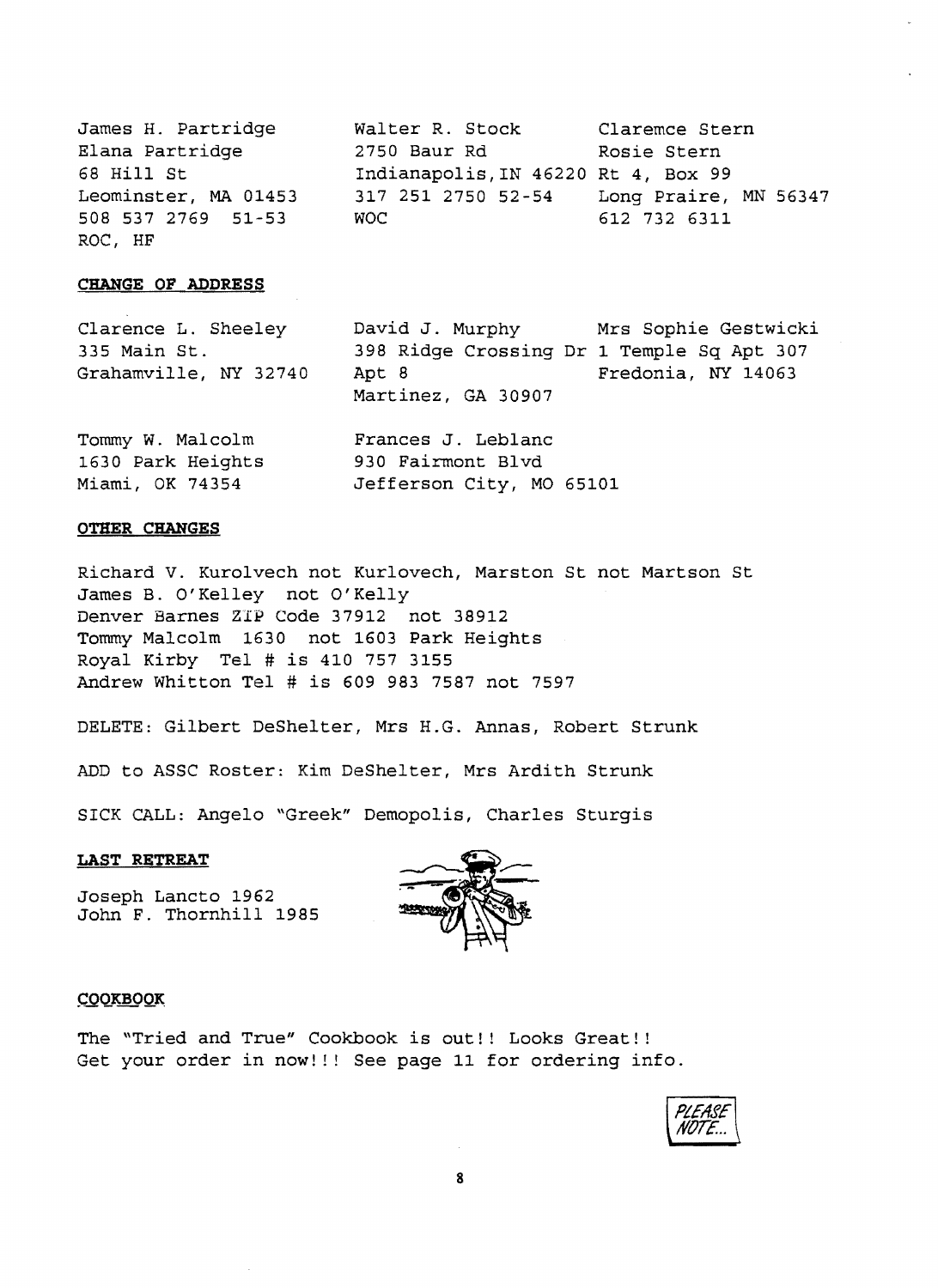James H. Partridge
Elana Partridge
68 Hill St
Leominster, MA 01453
508 537 2769 51-53
ROC, HF

Walter R. Stock
2750 Baur Rd
Indianapolis, IN 46220
317 251 2750 52-54
WOC

Claremce Stern
Rosie Stern
Rt 4, Box 99
Long Praire, MN 56347
612 732 6311

**CHANGE OF ADDRESS**

Clarence L. Sheeley
335 Main St.
Grahamville, NY 32740

David J. Murphy
398 Ridge Crossing Dr
Apt 8
Martinez, GA 30907

Mrs Sophie Gestwicki
1 Temple Sq Apt 307
Fredonia, NY 14063

Tommy W. Malcolm
1630 Park Heights
Miami, OK 74354

Frances J. Leblanc
930 Fairmont Blvd
Jefferson City, MO 65101

**OTHER CHANGES**

Richard V. Kurolvech not Kurlovech, Marston St not Martson St
James B. O'Kelley not O'Kelly
Denver Barnes ZIP Code 37912 not 38912
Tommy Malcolm 1630 not 1603 Park Heights
Royal Kirby Tel # is 410 757 3155
Andrew Whitton Tel # is 609 983 7587 not 7597

DELETE: Gilbert DeShelter, Mrs H.G. Annas, Robert Strunk

ADD to ASSC Roster: Kim DeShelter, Mrs Ardith Strunk

SICK CALL: Angelo "Greek" Demopolis, Charles Sturgis

**LAST RETREAT**

Joseph Lancto 1962
John F. Thornhill 1985

**COOKBOOK**

The "Tried and True" Cookbook is out!! Looks Great!!
Get your order in now!!! See page 11 for ordering info.

PLEASE NOTE...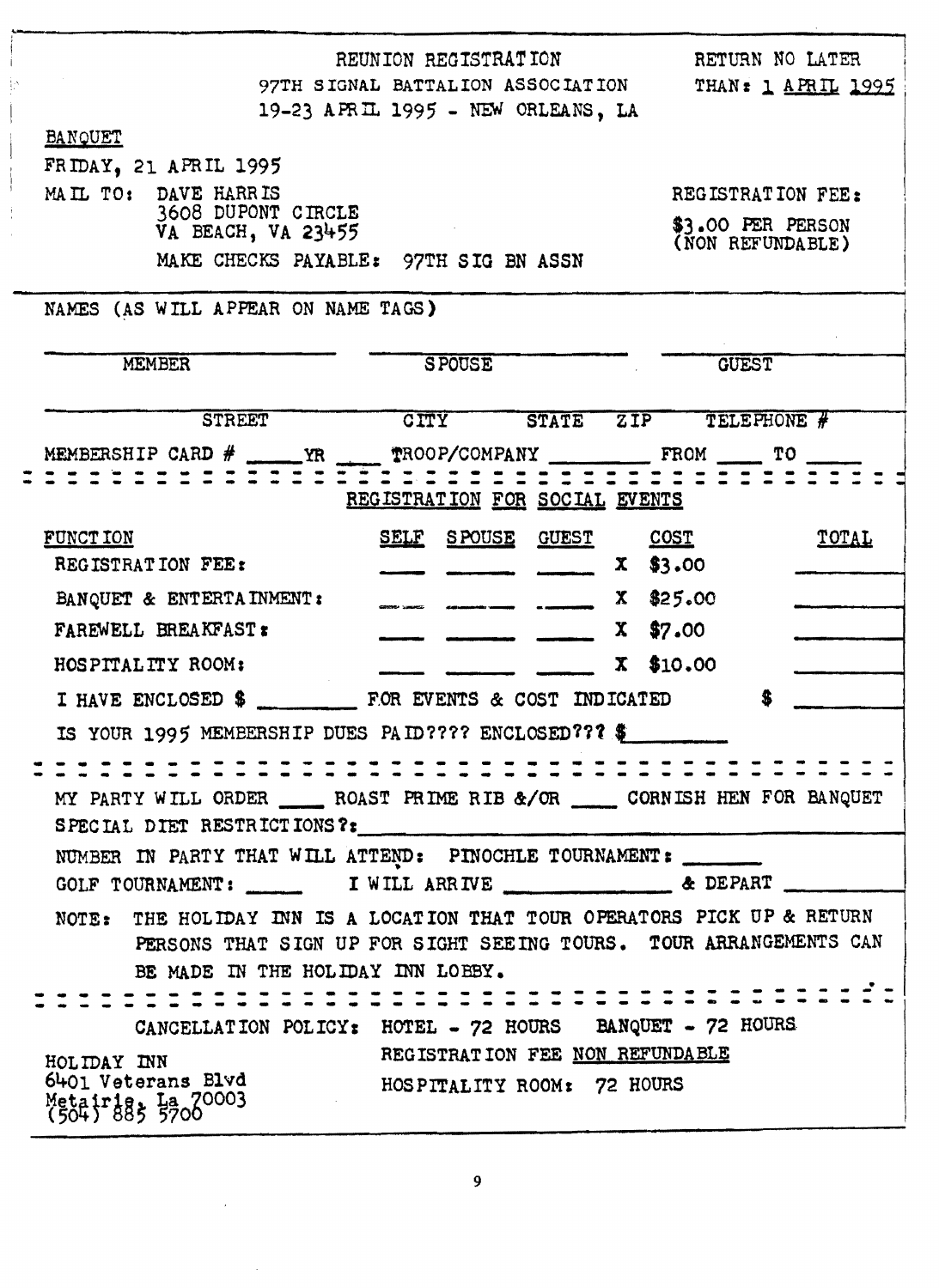# REUNION REGISTRATION

**97TH SIGNAL BATTALION ASSOCIATION**

**19-23 APRIL 1995 - NEW ORLEANS, LA**

RETURN NO LATER THAN: 1 APRIL 1995

BANQUET

FRIDAY, 21 APRIL 1995

MAIL TO: DAVE HARRIS
3608 DUPONT CIRCLE
VA BEACH, VA 23455

MAKE CHECKS PAYABLE: 97TH SIG BN ASSN

REGISTRATION FEE:
$3.00 PER PERSON
(NON REFUNDABLE)

---

NAMES (AS WILL APPEAR ON NAME TAGS)

______________ MEMBER ______________ SPOUSE ______________ GUEST

______________ STREET ______________ CITY ______ STATE ______ ZIP ______ TELEPHONE #

MEMBERSHIP CARD # _____ YR ____ TROOP/COMPANY ________ FROM ____ TO _____

---

## REGISTRATION FOR SOCIAL EVENTS

| FUNCTION | SELF | SPOUSE | GUEST | | COST | TOTAL |
|---|---|---|---|---|---|---|
| REGISTRATION FEE: | ____ | ____ | ____ | X | $3.00 | ______ |
| BANQUET & ENTERTAINMENT: | ____ | ____ | ____ | X | $25.00 | ______ |
| FAREWELL BREAKFAST: | ____ | ____ | ____ | X | $7.00 | ______ |
| HOSPITALITY ROOM: | ____ | ____ | ____ | X | $10.00 | ______ |

I HAVE ENCLOSED $ ________ FOR EVENTS & COST INDICATED $ ______

IS YOUR 1995 MEMBERSHIP DUES PAID???? ENCLOSED??? $ ________

---

MY PARTY WILL ORDER ____ ROAST PRIME RIB &/OR ____ CORNISH HEN FOR BANQUET

SPECIAL DIET RESTRICTIONS?: ______________________

NUMBER IN PARTY THAT WILL ATTEND: PINOCHLE TOURNAMENT: ______

GOLF TOURNAMENT: _____ I WILL ARRIVE ______________ & DEPART __________

NOTE: THE HOLIDAY INN IS A LOCATION THAT TOUR OPERATORS PICK UP & RETURN PERSONS THAT SIGN UP FOR SIGHT SEEING TOURS. TOUR ARRANGEMENTS CAN BE MADE IN THE HOLIDAY INN LOBBY.

---

CANCELLATION POLICY: HOTEL - 72 HOURS BANQUET - 72 HOURS

REGISTRATION FEE NON REFUNDABLE

HOSPITALITY ROOM: 72 HOURS

HOLIDAY INN
6401 Veterans Blvd
Metairie, La 70003
(504) 885 5700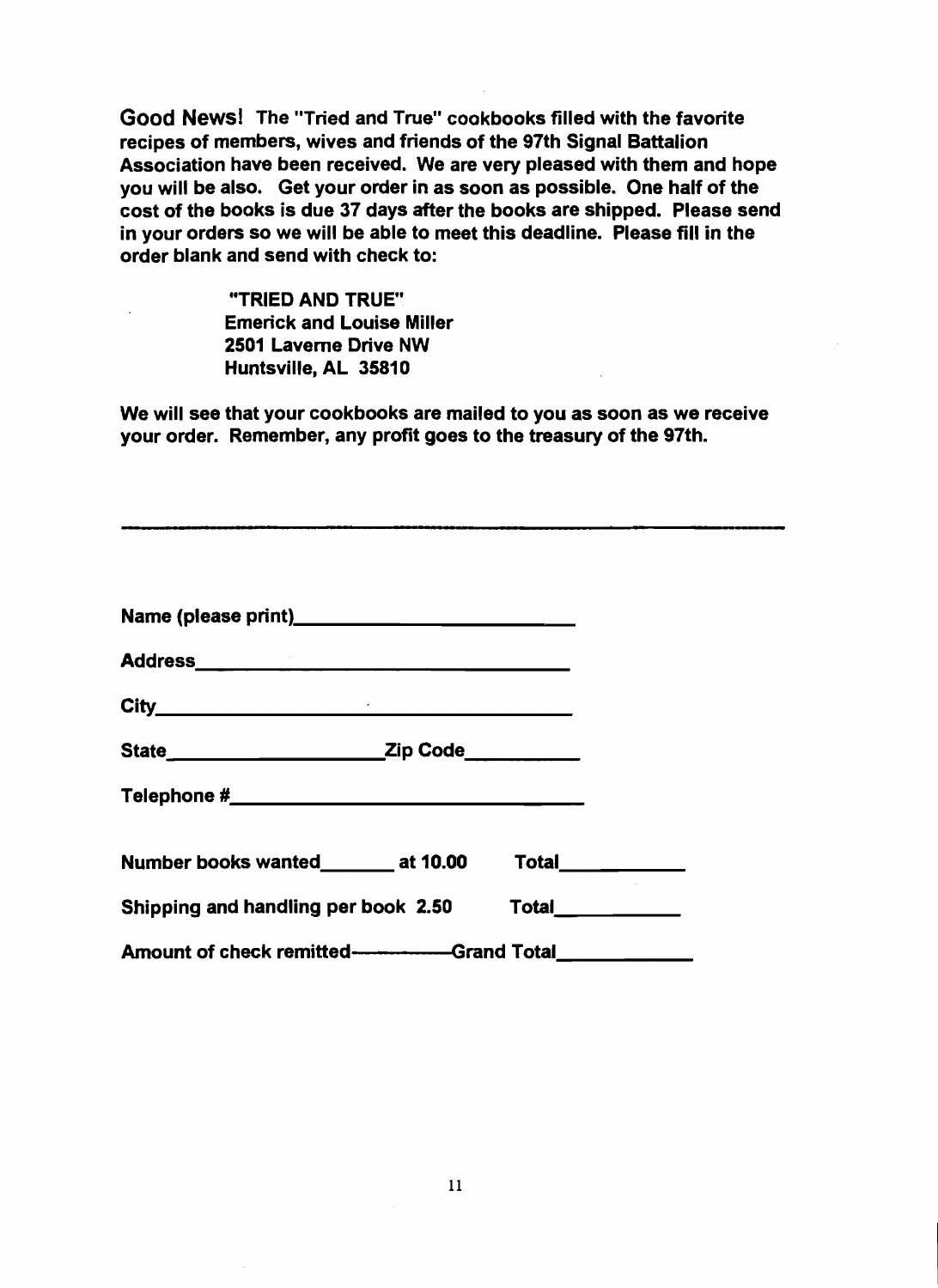**Good News!** The "Tried and True" cookbooks filled with the favorite recipes of members, wives and friends of the 97th Signal Battalion Association have been received. We are very pleased with them and hope you will be also. Get your order in as soon as possible. One half of the cost of the books is due 37 days after the books are shipped. Please send in your orders so we will be able to meet this deadline. Please fill in the order blank and send with check to:

> "TRIED AND TRUE"
> Emerick and Louise Miller
> 2501 Laverne Drive NW
> Huntsville, AL 35810

We will see that your cookbooks are mailed to you as soon as we receive your order. Remember, any profit goes to the treasury of the 97th.

---

Name (please print)____________________________

Address______________________________________

City_________________________________________

State______________________Zip Code___________

Telephone #__________________________________

Number books wanted_______ at 10.00 Total____________

Shipping and handling per book 2.50 Total____________

Amount of check remitted-----------Grand Total____________